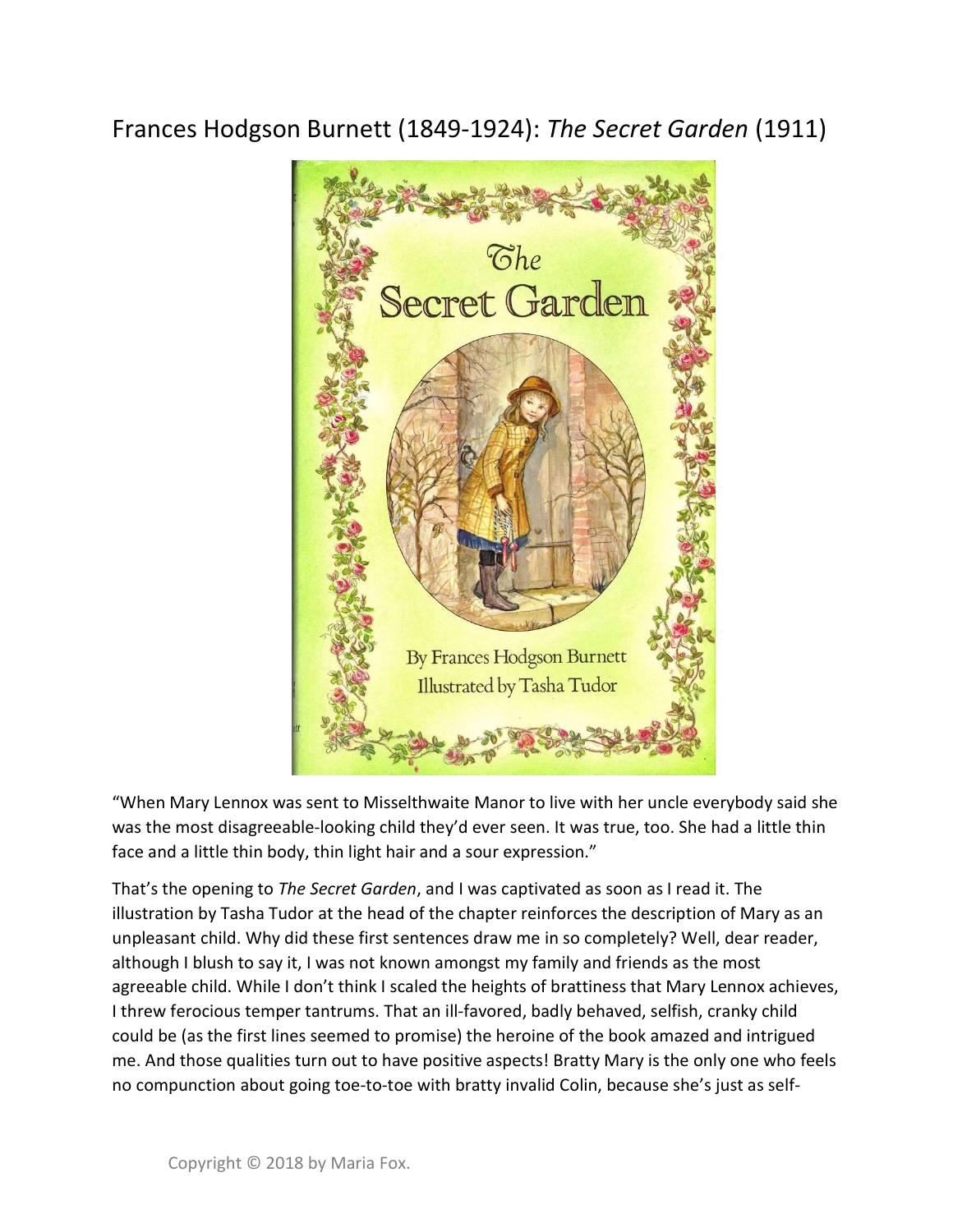# Frances Hodgson Burnett (1849-1924): *The Secret Garden* (1911)

"When Mary Lennox was sent to Misselthwaite Manor to live with her uncle everybody said she was the most disagreeable-looking child they'd ever seen. It was true, too. She had a little thin face and a little thin body, thin light hair and a sour expression."

That's the opening to *The Secret Garden*, and I was captivated as soon as I read it. The illustration by Tasha Tudor at the head of the chapter reinforces the description of Mary as an unpleasant child. Why did these first sentences draw me in so completely? Well, dear reader, although I blush to say it, I was not known amongst my family and friends as the most agreeable child. While I don't think I scaled the heights of brattiness that Mary Lennox achieves, I threw ferocious temper tantrums. That an ill-favored, badly behaved, selfish, cranky child could be (as the first lines seemed to promise) the heroine of the book amazed and intrigued me. And those qualities turn out to have positive aspects! Bratty Mary is the only one who feels no compunction about going toe-to-toe with bratty invalid Colin, because she's just as self-

Copyright © 2018 by Maria Fox.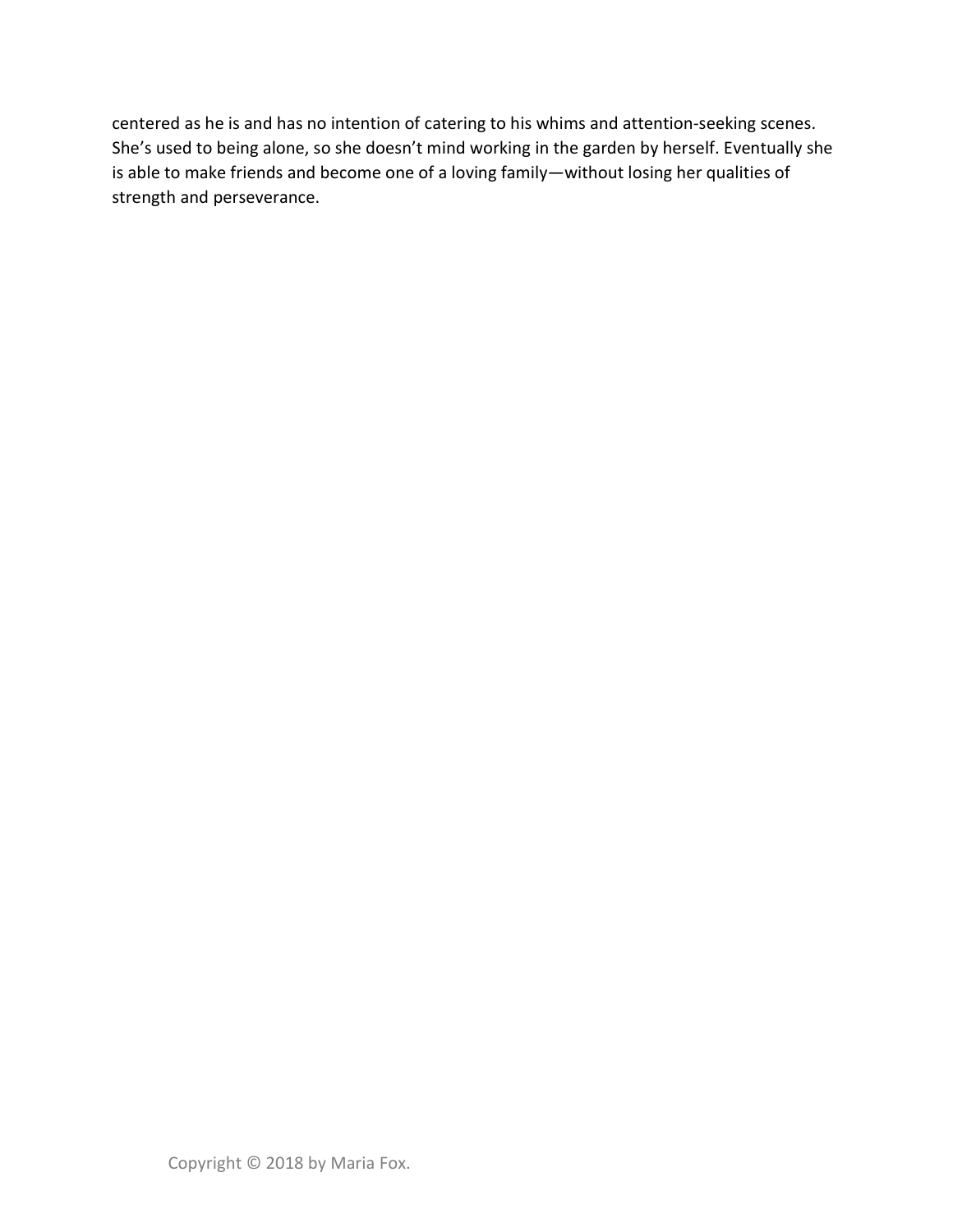centered as he is and has no intention of catering to his whims and attention-seeking scenes. She's used to being alone, so she doesn't mind working in the garden by herself. Eventually she is able to make friends and become one of a loving family—without losing her qualities of strength and perseverance.

Copyright © 2018 by Maria Fox.